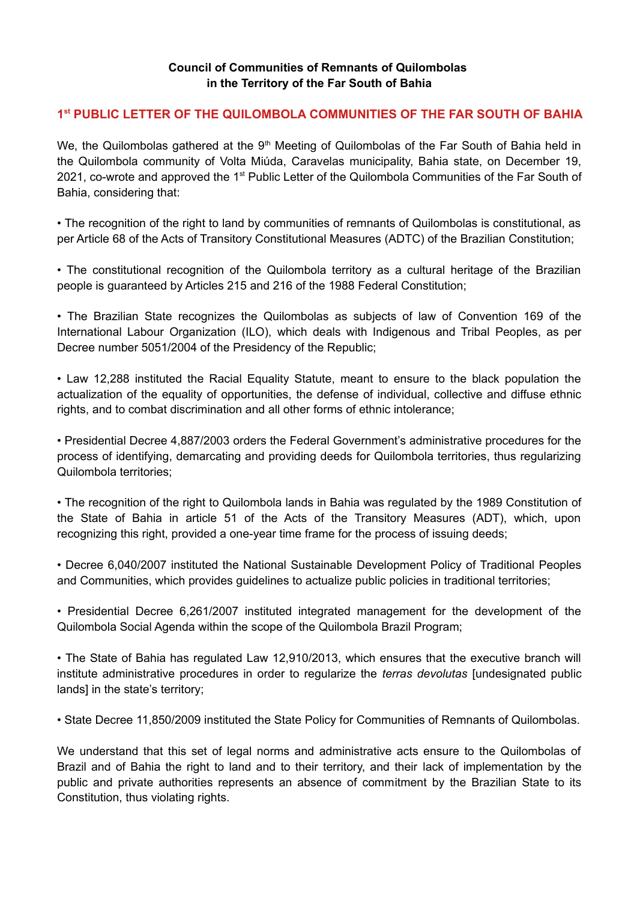**Council of Communities of Remnants of Quilombolas in the Territory of the Far South of Bahia**

## 1st PUBLIC LETTER OF THE QUILOMBOLA COMMUNITIES OF THE FAR SOUTH OF BAHIA

We, the Quilombolas gathered at the 9th Meeting of Quilombolas of the Far South of Bahia held in the Quilombola community of Volta Miúda, Caravelas municipality, Bahia state, on December 19, 2021, co-wrote and approved the 1st Public Letter of the Quilombola Communities of the Far South of Bahia, considering that:

• The recognition of the right to land by communities of remnants of Quilombolas is constitutional, as per Article 68 of the Acts of Transitory Constitutional Measures (ADTC) of the Brazilian Constitution;

• The constitutional recognition of the Quilombola territory as a cultural heritage of the Brazilian people is guaranteed by Articles 215 and 216 of the 1988 Federal Constitution;

• The Brazilian State recognizes the Quilombolas as subjects of law of Convention 169 of the International Labour Organization (ILO), which deals with Indigenous and Tribal Peoples, as per Decree number 5051/2004 of the Presidency of the Republic;

• Law 12,288 instituted the Racial Equality Statute, meant to ensure to the black population the actualization of the equality of opportunities, the defense of individual, collective and diffuse ethnic rights, and to combat discrimination and all other forms of ethnic intolerance;

• Presidential Decree 4,887/2003 orders the Federal Government's administrative procedures for the process of identifying, demarcating and providing deeds for Quilombola territories, thus regularizing Quilombola territories;

• The recognition of the right to Quilombola lands in Bahia was regulated by the 1989 Constitution of the State of Bahia in article 51 of the Acts of the Transitory Measures (ADT), which, upon recognizing this right, provided a one-year time frame for the process of issuing deeds;

• Decree 6,040/2007 instituted the National Sustainable Development Policy of Traditional Peoples and Communities, which provides guidelines to actualize public policies in traditional territories;

• Presidential Decree 6,261/2007 instituted integrated management for the development of the Quilombola Social Agenda within the scope of the Quilombola Brazil Program;

• The State of Bahia has regulated Law 12,910/2013, which ensures that the executive branch will institute administrative procedures in order to regularize the *terras devolutas* [undesignated public lands] in the state's territory;

• State Decree 11,850/2009 instituted the State Policy for Communities of Remnants of Quilombolas.

We understand that this set of legal norms and administrative acts ensure to the Quilombolas of Brazil and of Bahia the right to land and to their territory, and their lack of implementation by the public and private authorities represents an absence of commitment by the Brazilian State to its Constitution, thus violating rights.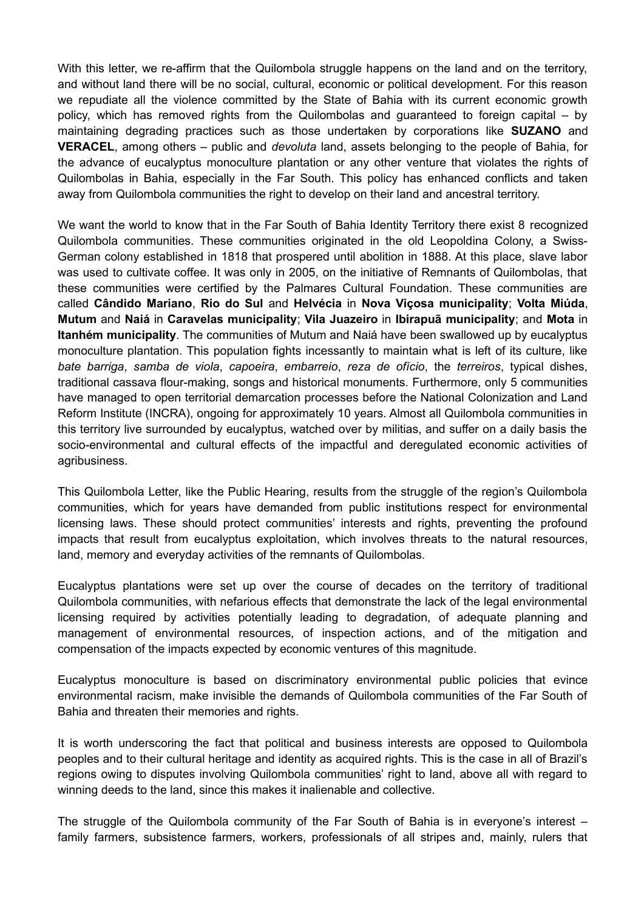With this letter, we re-affirm that the Quilombola struggle happens on the land and on the territory, and without land there will be no social, cultural, economic or political development. For this reason we repudiate all the violence committed by the State of Bahia with its current economic growth policy, which has removed rights from the Quilombolas and guaranteed to foreign capital – by maintaining degrading practices such as those undertaken by corporations like **SUZANO** and **VERACEL**, among others – public and *devoluta* land, assets belonging to the people of Bahia, for the advance of eucalyptus monoculture plantation or any other venture that violates the rights of Quilombolas in Bahia, especially in the Far South. This policy has enhanced conflicts and taken away from Quilombola communities the right to develop on their land and ancestral territory.

We want the world to know that in the Far South of Bahia Identity Territory there exist 8 recognized Quilombola communities. These communities originated in the old Leopoldina Colony, a Swiss-German colony established in 1818 that prospered until abolition in 1888. At this place, slave labor was used to cultivate coffee. It was only in 2005, on the initiative of Remnants of Quilombolas, that these communities were certified by the Palmares Cultural Foundation. These communities are called **Cândido Mariano**, **Rio do Sul** and **Helvécia** in **Nova Viçosa municipality**; **Volta Miúda**, **Mutum** and **Naiá** in **Caravelas municipality**; **Vila Juazeiro** in **Ibirapuã municipality**; and **Mota** in **Itanhém municipality**. The communities of Mutum and Naiá have been swallowed up by eucalyptus monoculture plantation. This population fights incessantly to maintain what is left of its culture, like *bate barriga*, *samba de viola*, *capoeira*, *embarreio*, *reza de ofício*, the *terreiros*, typical dishes, traditional cassava flour-making, songs and historical monuments. Furthermore, only 5 communities have managed to open territorial demarcation processes before the National Colonization and Land Reform Institute (INCRA), ongoing for approximately 10 years. Almost all Quilombola communities in this territory live surrounded by eucalyptus, watched over by militias, and suffer on a daily basis the socio-environmental and cultural effects of the impactful and deregulated economic activities of agribusiness.

This Quilombola Letter, like the Public Hearing, results from the struggle of the region's Quilombola communities, which for years have demanded from public institutions respect for environmental licensing laws. These should protect communities' interests and rights, preventing the profound impacts that result from eucalyptus exploitation, which involves threats to the natural resources, land, memory and everyday activities of the remnants of Quilombolas.

Eucalyptus plantations were set up over the course of decades on the territory of traditional Quilombola communities, with nefarious effects that demonstrate the lack of the legal environmental licensing required by activities potentially leading to degradation, of adequate planning and management of environmental resources, of inspection actions, and of the mitigation and compensation of the impacts expected by economic ventures of this magnitude.

Eucalyptus monoculture is based on discriminatory environmental public policies that evince environmental racism, make invisible the demands of Quilombola communities of the Far South of Bahia and threaten their memories and rights.

It is worth underscoring the fact that political and business interests are opposed to Quilombola peoples and to their cultural heritage and identity as acquired rights. This is the case in all of Brazil's regions owing to disputes involving Quilombola communities' right to land, above all with regard to winning deeds to the land, since this makes it inalienable and collective.

The struggle of the Quilombola community of the Far South of Bahia is in everyone's interest – family farmers, subsistence farmers, workers, professionals of all stripes and, mainly, rulers that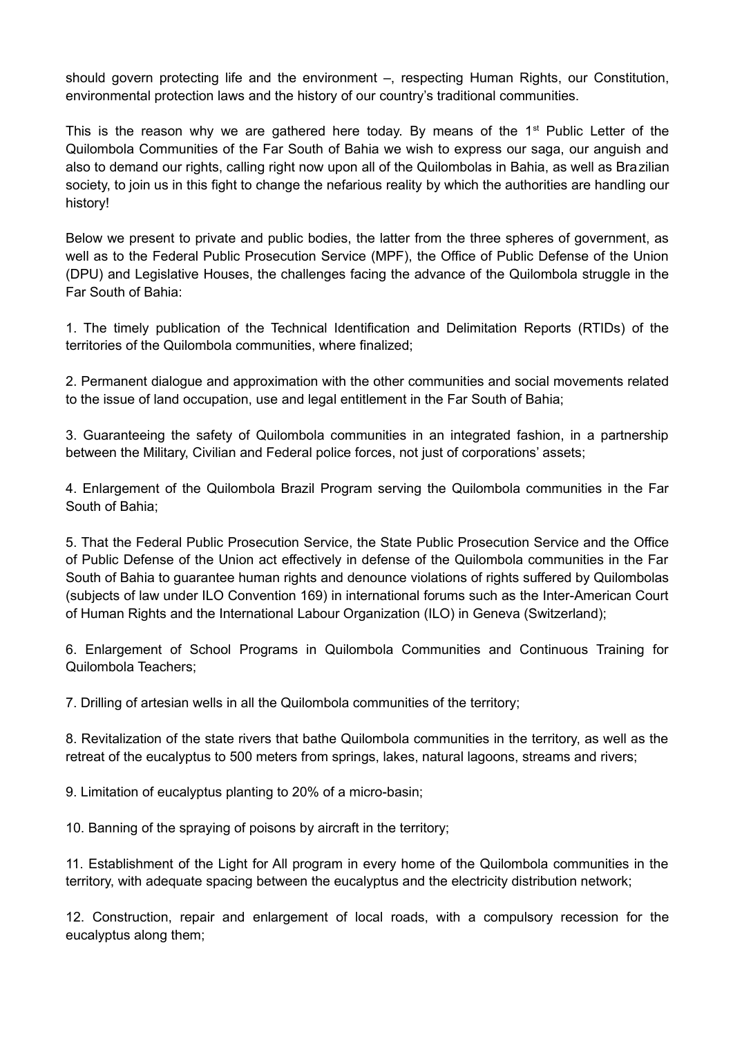should govern protecting life and the environment –, respecting Human Rights, our Constitution, environmental protection laws and the history of our country's traditional communities.

This is the reason why we are gathered here today. By means of the 1st Public Letter of the Quilombola Communities of the Far South of Bahia we wish to express our saga, our anguish and also to demand our rights, calling right now upon all of the Quilombolas in Bahia, as well as Brazilian society, to join us in this fight to change the nefarious reality by which the authorities are handling our history!

Below we present to private and public bodies, the latter from the three spheres of government, as well as to the Federal Public Prosecution Service (MPF), the Office of Public Defense of the Union (DPU) and Legislative Houses, the challenges facing the advance of the Quilombola struggle in the Far South of Bahia:

1. The timely publication of the Technical Identification and Delimitation Reports (RTIDs) of the territories of the Quilombola communities, where finalized;

2. Permanent dialogue and approximation with the other communities and social movements related to the issue of land occupation, use and legal entitlement in the Far South of Bahia;

3. Guaranteeing the safety of Quilombola communities in an integrated fashion, in a partnership between the Military, Civilian and Federal police forces, not just of corporations' assets;

4. Enlargement of the Quilombola Brazil Program serving the Quilombola communities in the Far South of Bahia;

5. That the Federal Public Prosecution Service, the State Public Prosecution Service and the Office of Public Defense of the Union act effectively in defense of the Quilombola communities in the Far South of Bahia to guarantee human rights and denounce violations of rights suffered by Quilombolas (subjects of law under ILO Convention 169) in international forums such as the Inter-American Court of Human Rights and the International Labour Organization (ILO) in Geneva (Switzerland);

6. Enlargement of School Programs in Quilombola Communities and Continuous Training for Quilombola Teachers;

7. Drilling of artesian wells in all the Quilombola communities of the territory;

8. Revitalization of the state rivers that bathe Quilombola communities in the territory, as well as the retreat of the eucalyptus to 500 meters from springs, lakes, natural lagoons, streams and rivers;

9. Limitation of eucalyptus planting to 20% of a micro-basin;

10. Banning of the spraying of poisons by aircraft in the territory;

11. Establishment of the Light for All program in every home of the Quilombola communities in the territory, with adequate spacing between the eucalyptus and the electricity distribution network;

12. Construction, repair and enlargement of local roads, with a compulsory recession for the eucalyptus along them;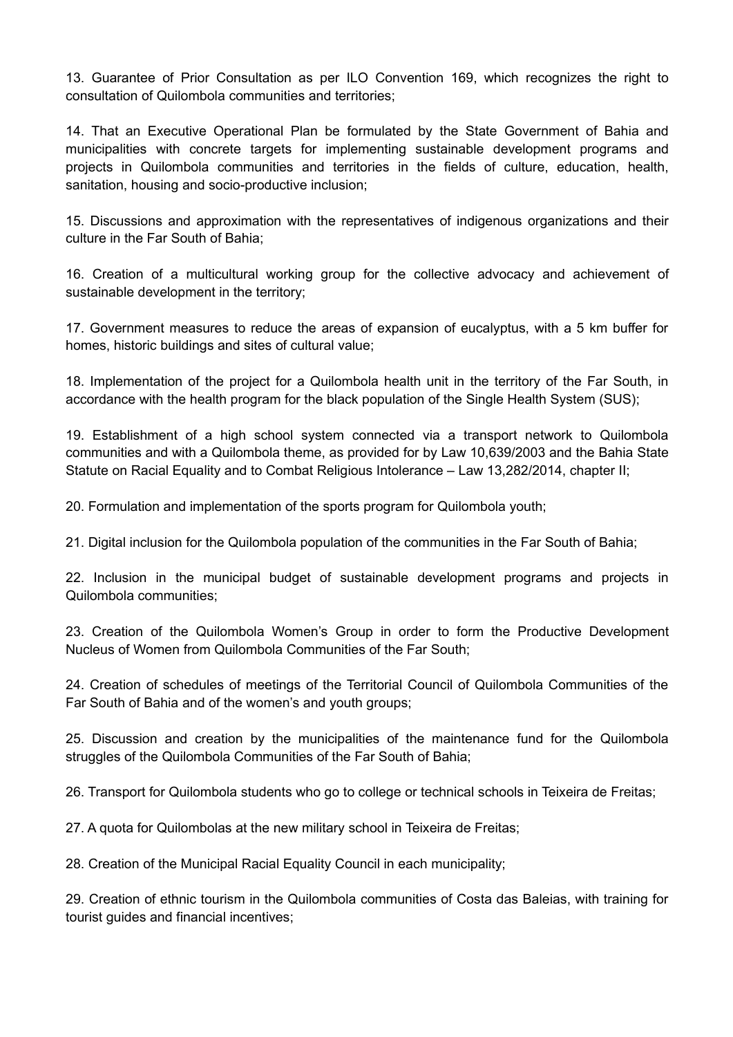13. Guarantee of Prior Consultation as per ILO Convention 169, which recognizes the right to consultation of Quilombola communities and territories;

14. That an Executive Operational Plan be formulated by the State Government of Bahia and municipalities with concrete targets for implementing sustainable development programs and projects in Quilombola communities and territories in the fields of culture, education, health, sanitation, housing and socio-productive inclusion;

15. Discussions and approximation with the representatives of indigenous organizations and their culture in the Far South of Bahia;

16. Creation of a multicultural working group for the collective advocacy and achievement of sustainable development in the territory;

17. Government measures to reduce the areas of expansion of eucalyptus, with a 5 km buffer for homes, historic buildings and sites of cultural value;

18. Implementation of the project for a Quilombola health unit in the territory of the Far South, in accordance with the health program for the black population of the Single Health System (SUS);

19. Establishment of a high school system connected via a transport network to Quilombola communities and with a Quilombola theme, as provided for by Law 10,639/2003 and the Bahia State Statute on Racial Equality and to Combat Religious Intolerance – Law 13,282/2014, chapter II;

20. Formulation and implementation of the sports program for Quilombola youth;

21. Digital inclusion for the Quilombola population of the communities in the Far South of Bahia;

22. Inclusion in the municipal budget of sustainable development programs and projects in Quilombola communities;

23. Creation of the Quilombola Women's Group in order to form the Productive Development Nucleus of Women from Quilombola Communities of the Far South;

24. Creation of schedules of meetings of the Territorial Council of Quilombola Communities of the Far South of Bahia and of the women's and youth groups;

25. Discussion and creation by the municipalities of the maintenance fund for the Quilombola struggles of the Quilombola Communities of the Far South of Bahia;

26. Transport for Quilombola students who go to college or technical schools in Teixeira de Freitas;

27. A quota for Quilombolas at the new military school in Teixeira de Freitas;

28. Creation of the Municipal Racial Equality Council in each municipality;

29. Creation of ethnic tourism in the Quilombola communities of Costa das Baleias, with training for tourist guides and financial incentives;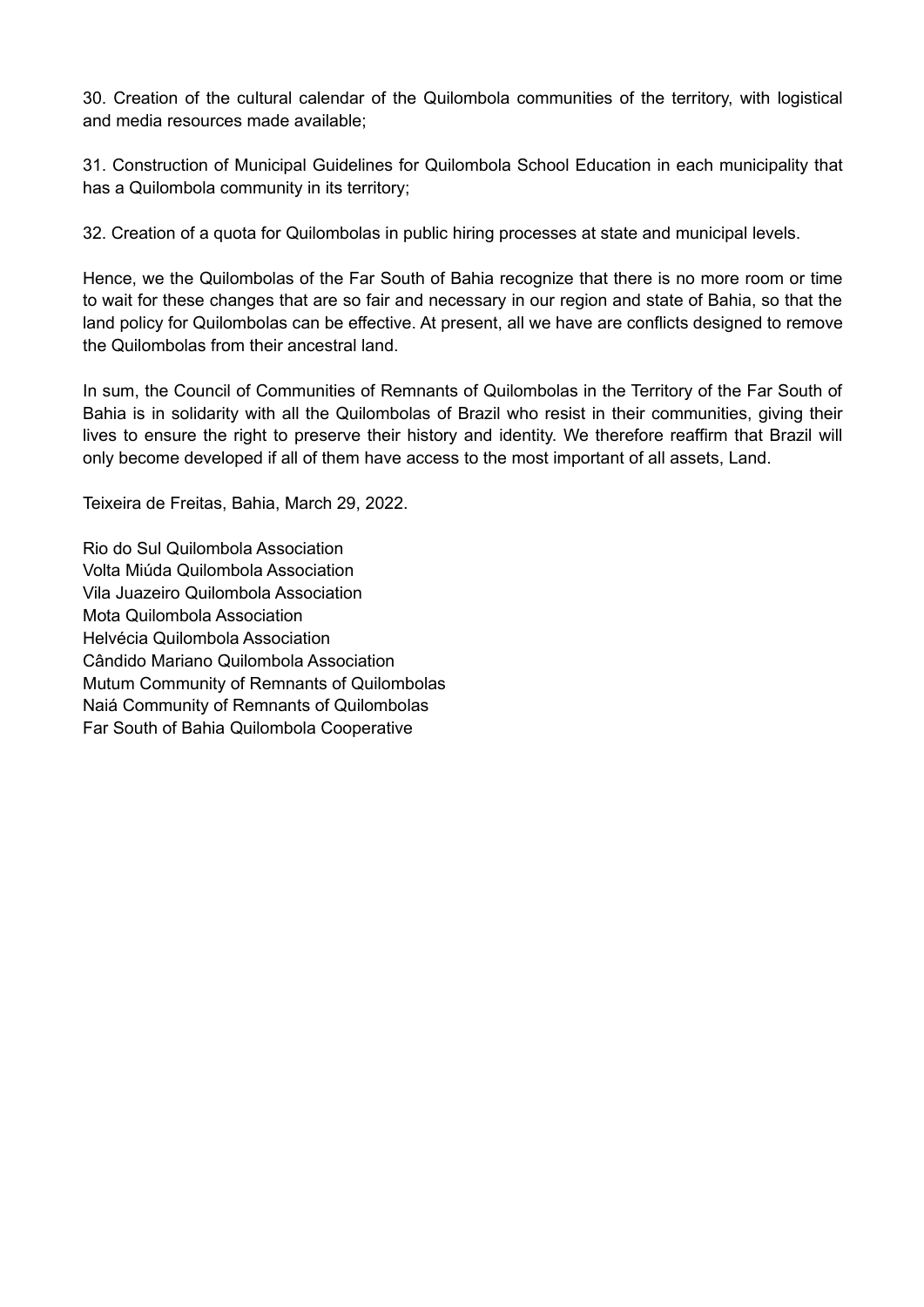30. Creation of the cultural calendar of the Quilombola communities of the territory, with logistical and media resources made available;

31. Construction of Municipal Guidelines for Quilombola School Education in each municipality that has a Quilombola community in its territory;

32. Creation of a quota for Quilombolas in public hiring processes at state and municipal levels.

Hence, we the Quilombolas of the Far South of Bahia recognize that there is no more room or time to wait for these changes that are so fair and necessary in our region and state of Bahia, so that the land policy for Quilombolas can be effective. At present, all we have are conflicts designed to remove the Quilombolas from their ancestral land.

In sum, the Council of Communities of Remnants of Quilombolas in the Territory of the Far South of Bahia is in solidarity with all the Quilombolas of Brazil who resist in their communities, giving their lives to ensure the right to preserve their history and identity. We therefore reaffirm that Brazil will only become developed if all of them have access to the most important of all assets, Land.

Teixeira de Freitas, Bahia, March 29, 2022.

Rio do Sul Quilombola Association
Volta Miúda Quilombola Association
Vila Juazeiro Quilombola Association
Mota Quilombola Association
Helvécia Quilombola Association
Cândido Mariano Quilombola Association
Mutum Community of Remnants of Quilombolas
Naiá Community of Remnants of Quilombolas
Far South of Bahia Quilombola Cooperative